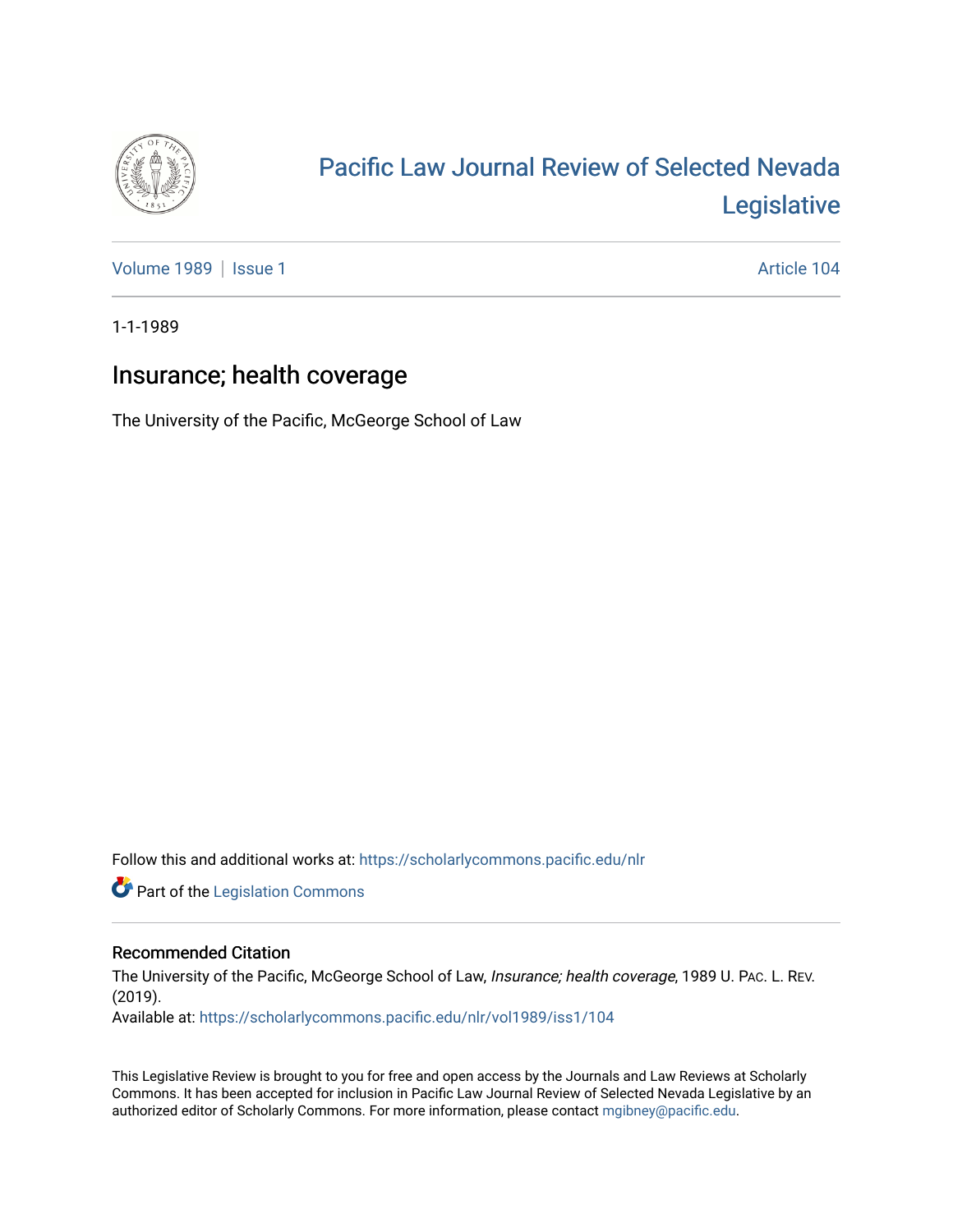# Pacific Law Journal Review of Selected Nevada Legislative

Volume 1989 | Issue 1 Article 104

1-1-1989

## Insurance; health coverage

The University of the Pacific, McGeorge School of Law

Follow this and additional works at: https://scholarlycommons.pacific.edu/nlr

Part of the Legislation Commons

### Recommended Citation

The University of the Pacific, McGeorge School of Law, *Insurance; health coverage*, 1989 U. PAC. L. REV. (2019).

Available at: https://scholarlycommons.pacific.edu/nlr/vol1989/iss1/104

This Legislative Review is brought to you for free and open access by the Journals and Law Reviews at Scholarly Commons. It has been accepted for inclusion in Pacific Law Journal Review of Selected Nevada Legislative by an authorized editor of Scholarly Commons. For more information, please contact mgibney@pacific.edu.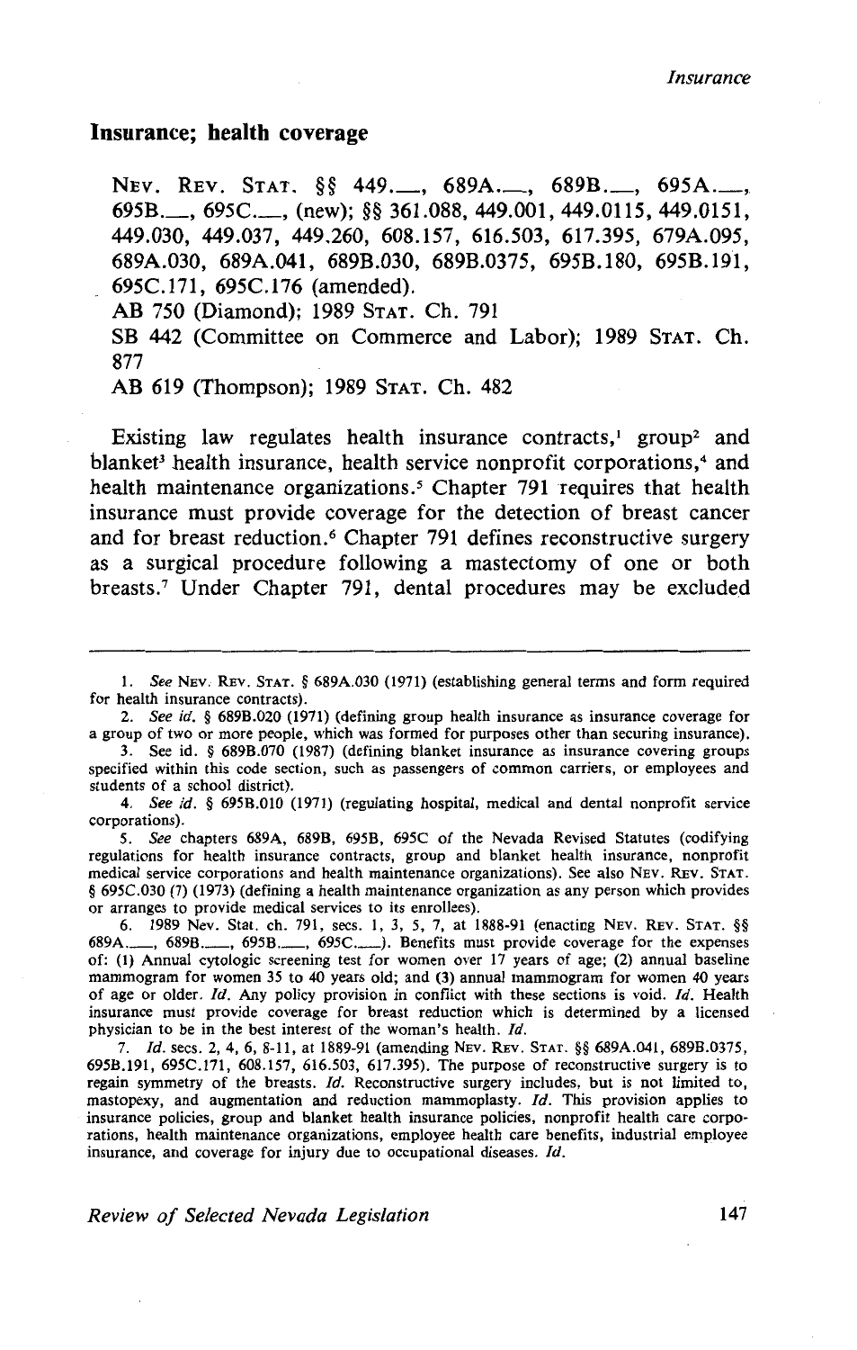## Insurance; health coverage

NEV. REV. STAT. §§ 449.___, 689A.___, 689B.___, 695A.___, 695B.___, 695C.___, (new); §§ 361.088, 449.001, 449.0115, 449.0151, 449.030, 449.037, 449.260, 608.157, 616.503, 617.395, 679A.095, 689A.030, 689A.041, 689B.030, 689B.0375, 695B.180, 695B.191, 695C.171, 695C.176 (amended).

AB 750 (Diamond); 1989 STAT. Ch. 791

SB 442 (Committee on Commerce and Labor); 1989 STAT. Ch. 877

AB 619 (Thompson); 1989 STAT. Ch. 482

Existing law regulates health insurance contracts,[1] group[2] and blanket[3] health insurance, health service nonprofit corporations,[4] and health maintenance organizations.[5] Chapter 791 requires that health insurance must provide coverage for the detection of breast cancer and for breast reduction.[6] Chapter 791 defines reconstructive surgery as a surgical procedure following a mastectomy of one or both breasts.[7] Under Chapter 791, dental procedures may be excluded

---

1. *See* NEV. REV. STAT. § 689A.030 (1971) (establishing general terms and form required for health insurance contracts).

2. *See id.* § 689B.020 (1971) (defining group health insurance as insurance coverage for a group of two or more people, which was formed for purposes other than securing insurance).

3. See id. § 689B.070 (1987) (defining blanket insurance as insurance covering groups specified within this code section, such as passengers of common carriers, or employees and students of a school district).

4. *See id.* § 695B.010 (1971) (regulating hospital, medical and dental nonprofit service corporations).

5. *See* chapters 689A, 689B, 695B, 695C of the Nevada Revised Statutes (codifying regulations for health insurance contracts, group and blanket health insurance, nonprofit medical service corporations and health maintenance organizations). See also NEV. REV. STAT. § 695C.030 (7) (1973) (defining a health maintenance organization as any person which provides or arranges to provide medical services to its enrollees).

6. 1989 Nev. Stat. ch. 791, secs. 1, 3, 5, 7, at 1888-91 (enacting NEV. REV. STAT. §§ 689A.___, 689B.___, 695B.___, 695C.___). Benefits must provide coverage for the expenses of: (1) Annual cytologic screening test for women over 17 years of age; (2) annual baseline mammogram for women 35 to 40 years old; and (3) annual mammogram for women 40 years of age or older. *Id.* Any policy provision in conflict with these sections is void. *Id.* Health insurance must provide coverage for breast reduction which is determined by a licensed physician to be in the best interest of the woman's health. *Id.*

7. *Id.* secs. 2, 4, 6, 8-11, at 1889-91 (amending NEV. REV. STAT. §§ 689A.041, 689B.0375, 695B.191, 695C.171, 608.157, 616.503, 617.395). The purpose of reconstructive surgery is to regain symmetry of the breasts. *Id.* Reconstructive surgery includes, but is not limited to, mastopexy, and augmentation and reduction mammoplasty. *Id.* This provision applies to insurance policies, group and blanket health insurance policies, nonprofit health care corporations, health maintenance organizations, employee health care benefits, industrial employee insurance, and coverage for injury due to occupational diseases. *Id.*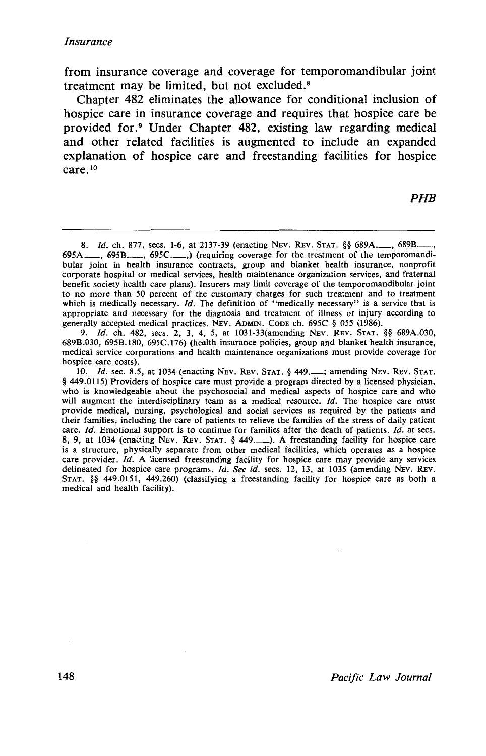from insurance coverage and coverage for temporomandibular joint treatment may be limited, but not excluded.[8]

Chapter 482 eliminates the allowance for conditional inclusion of hospice care in insurance coverage and requires that hospice care be provided for.[9] Under Chapter 482, existing law regarding medical and other related facilities is augmented to include an expanded explanation of hospice care and freestanding facilities for hospice care.[10]

*PHB*

---

8. *Id.* ch. 877, secs. 1-6, at 2137-39 (enacting NEV. REV. STAT. §§ 689A.___, 689B.___, 695A.___, 695B.___, 695C.___,) (requiring coverage for the treatment of the temporomandibular joint in health insurance contracts, group and blanket health insurance, nonprofit corporate hospital or medical services, health maintenance organization services, and fraternal benefit society health care plans). Insurers may limit coverage of the temporomandibular joint to no more than 50 percent of the customary charges for such treatment and to treatment which is medically necessary. *Id.* The definition of "medically necessary" is a service that is appropriate and necessary for the diagnosis and treatment of illness or injury according to generally accepted medical practices. NEV. ADMIN. CODE ch. 695C § 055 (1986).

9. *Id.* ch. 482, secs. 2, 3, 4, 5, at 1031-33(amending NEV. REV. STAT. §§ 689A.030, 689B.030, 695B.180, 695C.176) (health insurance policies, group and blanket health insurance, medical service corporations and health maintenance organizations must provide coverage for hospice care costs).

10. *Id.* sec. 8.5, at 1034 (enacting NEV. REV. STAT. § 449.___; amending NEV. REV. STAT. § 449.0115) Providers of hospice care must provide a program directed by a licensed physician, who is knowledgeable about the psychosocial and medical aspects of hospice care and who will augment the interdisciplinary team as a medical resource. *Id.* The hospice care must provide medical, nursing, psychological and social services as required by the patients and their families, including the care of patients to relieve the families of the stress of daily patient care. *Id.* Emotional support is to continue for families after the death of patients. *Id.* at secs. 8, 9, at 1034 (enacting NEV. REV. STAT. § 449.___). A freestanding facility for hospice care is a structure, physically separate from other medical facilities, which operates as a hospice care provider. *Id.* A licensed freestanding facility for hospice care may provide any services delineated for hospice care programs. *Id. See id.* secs. 12, 13, at 1035 (amending NEV. REV. STAT. §§ 449.0151, 449.260) (classifying a freestanding facility for hospice care as both a medical and health facility).